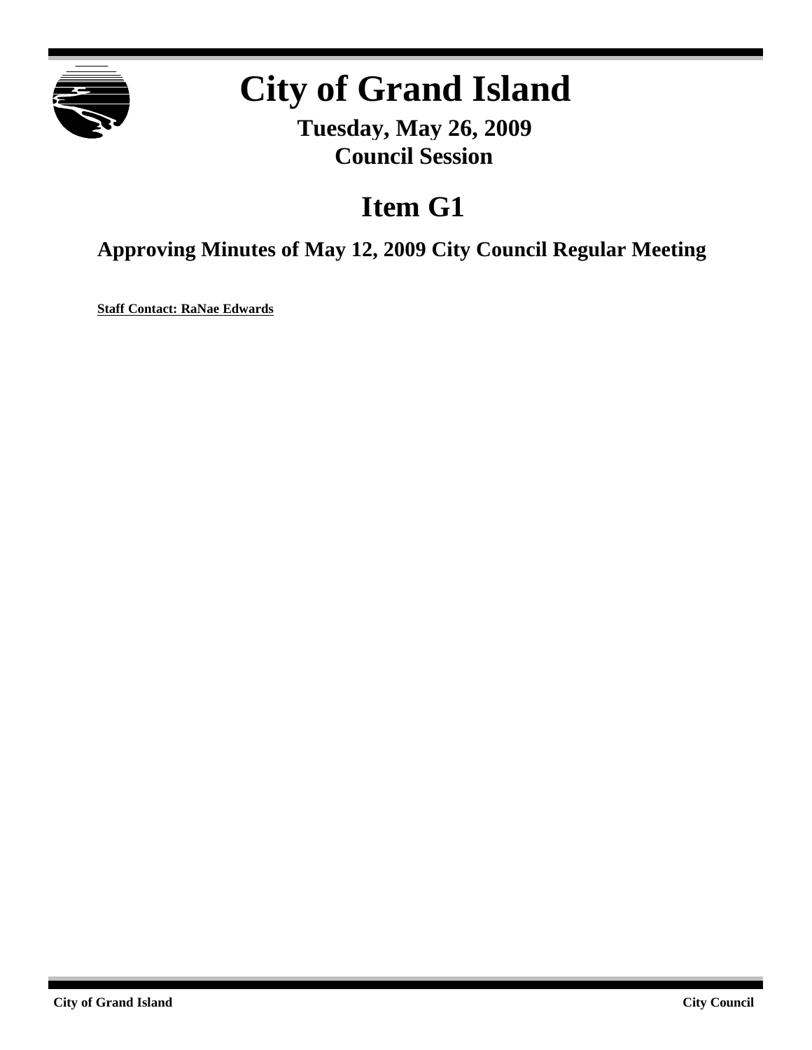# City of Grand Island

**Tuesday, May 26, 2009**
**Council Session**

## Item G1

### Approving Minutes of May 12, 2009 City Council Regular Meeting

**Staff Contact: RaNae Edwards**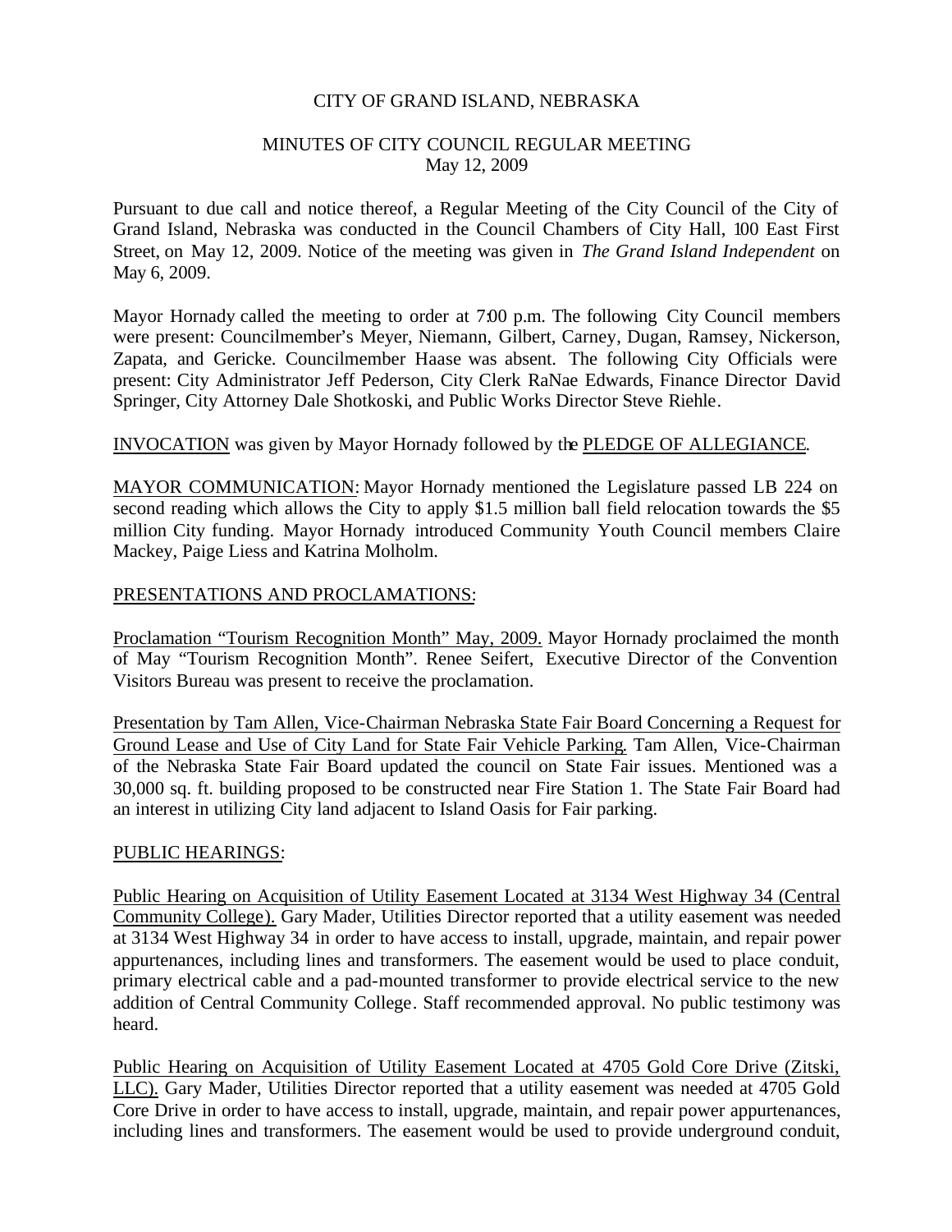CITY OF GRAND ISLAND, NEBRASKA

MINUTES OF CITY COUNCIL REGULAR MEETING
May 12, 2009

Pursuant to due call and notice thereof, a Regular Meeting of the City Council of the City of Grand Island, Nebraska was conducted in the Council Chambers of City Hall, 100 East First Street, on May 12, 2009. Notice of the meeting was given in *The Grand Island Independent* on May 6, 2009.

Mayor Hornady called the meeting to order at 7:00 p.m. The following City Council members were present: Councilmember's Meyer, Niemann, Gilbert, Carney, Dugan, Ramsey, Nickerson, Zapata, and Gericke. Councilmember Haase was absent. The following City Officials were present: City Administrator Jeff Pederson, City Clerk RaNae Edwards, Finance Director David Springer, City Attorney Dale Shotkoski, and Public Works Director Steve Riehle.

INVOCATION was given by Mayor Hornady followed by the PLEDGE OF ALLEGIANCE.

MAYOR COMMUNICATION: Mayor Hornady mentioned the Legislature passed LB 224 on second reading which allows the City to apply $1.5 million ball field relocation towards the $5 million City funding. Mayor Hornady introduced Community Youth Council members Claire Mackey, Paige Liess and Katrina Molholm.

PRESENTATIONS AND PROCLAMATIONS:

Proclamation "Tourism Recognition Month" May, 2009. Mayor Hornady proclaimed the month of May "Tourism Recognition Month". Renee Seifert, Executive Director of the Convention Visitors Bureau was present to receive the proclamation.

Presentation by Tam Allen, Vice-Chairman Nebraska State Fair Board Concerning a Request for Ground Lease and Use of City Land for State Fair Vehicle Parking. Tam Allen, Vice-Chairman of the Nebraska State Fair Board updated the council on State Fair issues. Mentioned was a 30,000 sq. ft. building proposed to be constructed near Fire Station 1. The State Fair Board had an interest in utilizing City land adjacent to Island Oasis for Fair parking.

PUBLIC HEARINGS:

Public Hearing on Acquisition of Utility Easement Located at 3134 West Highway 34 (Central Community College). Gary Mader, Utilities Director reported that a utility easement was needed at 3134 West Highway 34 in order to have access to install, upgrade, maintain, and repair power appurtenances, including lines and transformers. The easement would be used to place conduit, primary electrical cable and a pad-mounted transformer to provide electrical service to the new addition of Central Community College. Staff recommended approval. No public testimony was heard.

Public Hearing on Acquisition of Utility Easement Located at 4705 Gold Core Drive (Zitski, LLC). Gary Mader, Utilities Director reported that a utility easement was needed at 4705 Gold Core Drive in order to have access to install, upgrade, maintain, and repair power appurtenances, including lines and transformers. The easement would be used to provide underground conduit,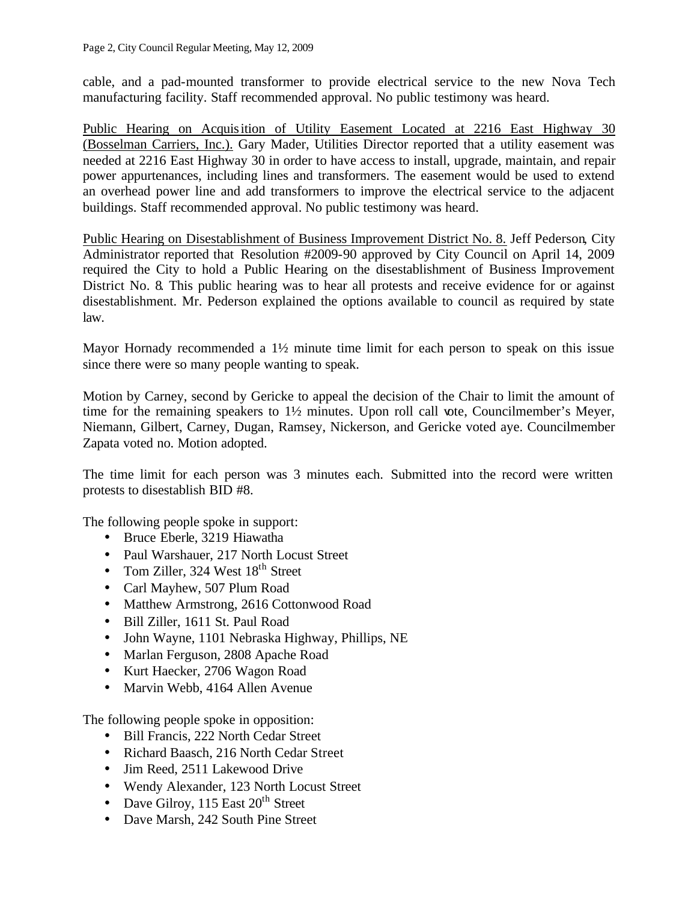cable, and a pad-mounted transformer to provide electrical service to the new Nova Tech manufacturing facility. Staff recommended approval. No public testimony was heard.

Public Hearing on Acquisition of Utility Easement Located at 2216 East Highway 30 (Bosselman Carriers, Inc.). Gary Mader, Utilities Director reported that a utility easement was needed at 2216 East Highway 30 in order to have access to install, upgrade, maintain, and repair power appurtenances, including lines and transformers. The easement would be used to extend an overhead power line and add transformers to improve the electrical service to the adjacent buildings. Staff recommended approval. No public testimony was heard.

Public Hearing on Disestablishment of Business Improvement District No. 8. Jeff Pederson, City Administrator reported that Resolution #2009-90 approved by City Council on April 14, 2009 required the City to hold a Public Hearing on the disestablishment of Business Improvement District No. 8. This public hearing was to hear all protests and receive evidence for or against disestablishment. Mr. Pederson explained the options available to council as required by state law.

Mayor Hornady recommended a 1½ minute time limit for each person to speak on this issue since there were so many people wanting to speak.

Motion by Carney, second by Gericke to appeal the decision of the Chair to limit the amount of time for the remaining speakers to 1½ minutes. Upon roll call vote, Councilmember's Meyer, Niemann, Gilbert, Carney, Dugan, Ramsey, Nickerson, and Gericke voted aye. Councilmember Zapata voted no. Motion adopted.

The time limit for each person was 3 minutes each. Submitted into the record were written protests to disestablish BID #8.

The following people spoke in support:

- Bruce Eberle, 3219 Hiawatha
- Paul Warshauer, 217 North Locust Street
- Tom Ziller, 324 West 18th Street
- Carl Mayhew, 507 Plum Road
- Matthew Armstrong, 2616 Cottonwood Road
- Bill Ziller, 1611 St. Paul Road
- John Wayne, 1101 Nebraska Highway, Phillips, NE
- Marlan Ferguson, 2808 Apache Road
- Kurt Haecker, 2706 Wagon Road
- Marvin Webb, 4164 Allen Avenue

The following people spoke in opposition:

- Bill Francis, 222 North Cedar Street
- Richard Baasch, 216 North Cedar Street
- Jim Reed, 2511 Lakewood Drive
- Wendy Alexander, 123 North Locust Street
- Dave Gilroy, 115 East 20th Street
- Dave Marsh, 242 South Pine Street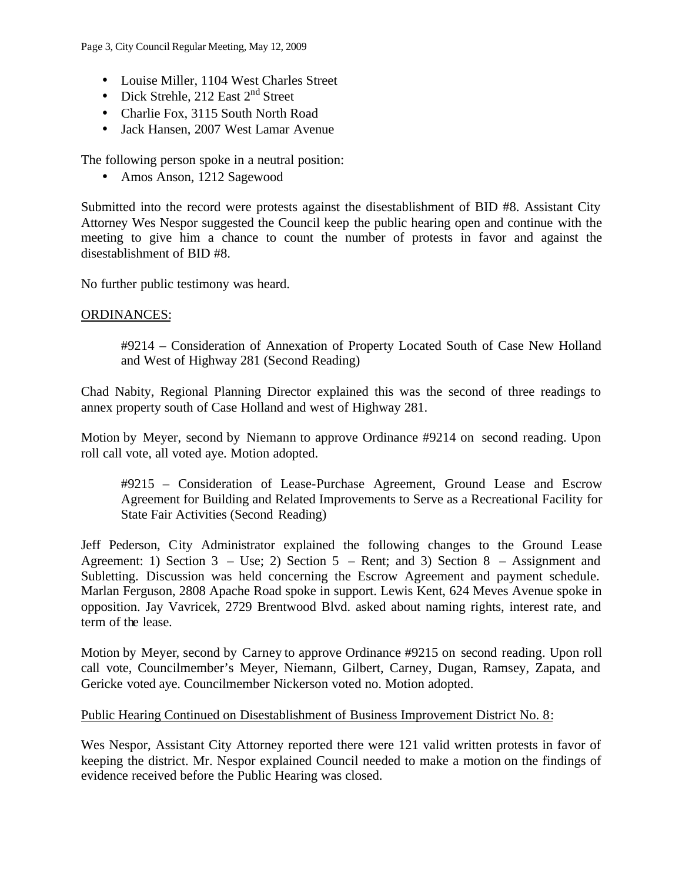- Louise Miller, 1104 West Charles Street
- Dick Strehle, 212 East 2nd Street
- Charlie Fox, 3115 South North Road
- Jack Hansen, 2007 West Lamar Avenue

The following person spoke in a neutral position:

- Amos Anson, 1212 Sagewood

Submitted into the record were protests against the disestablishment of BID #8. Assistant City Attorney Wes Nespor suggested the Council keep the public hearing open and continue with the meeting to give him a chance to count the number of protests in favor and against the disestablishment of BID #8.

No further public testimony was heard.

ORDINANCES:

> #9214 – Consideration of Annexation of Property Located South of Case New Holland and West of Highway 281 (Second Reading)

Chad Nabity, Regional Planning Director explained this was the second of three readings to annex property south of Case Holland and west of Highway 281.

Motion by Meyer, second by Niemann to approve Ordinance #9214 on second reading. Upon roll call vote, all voted aye. Motion adopted.

> #9215 – Consideration of Lease-Purchase Agreement, Ground Lease and Escrow Agreement for Building and Related Improvements to Serve as a Recreational Facility for State Fair Activities (Second Reading)

Jeff Pederson, City Administrator explained the following changes to the Ground Lease Agreement: 1) Section 3 – Use; 2) Section 5 – Rent; and 3) Section 8 – Assignment and Subletting. Discussion was held concerning the Escrow Agreement and payment schedule. Marlan Ferguson, 2808 Apache Road spoke in support. Lewis Kent, 624 Meves Avenue spoke in opposition. Jay Vavricek, 2729 Brentwood Blvd. asked about naming rights, interest rate, and term of the lease.

Motion by Meyer, second by Carney to approve Ordinance #9215 on second reading. Upon roll call vote, Councilmember's Meyer, Niemann, Gilbert, Carney, Dugan, Ramsey, Zapata, and Gericke voted aye. Councilmember Nickerson voted no. Motion adopted.

Public Hearing Continued on Disestablishment of Business Improvement District No. 8:

Wes Nespor, Assistant City Attorney reported there were 121 valid written protests in favor of keeping the district. Mr. Nespor explained Council needed to make a motion on the findings of evidence received before the Public Hearing was closed.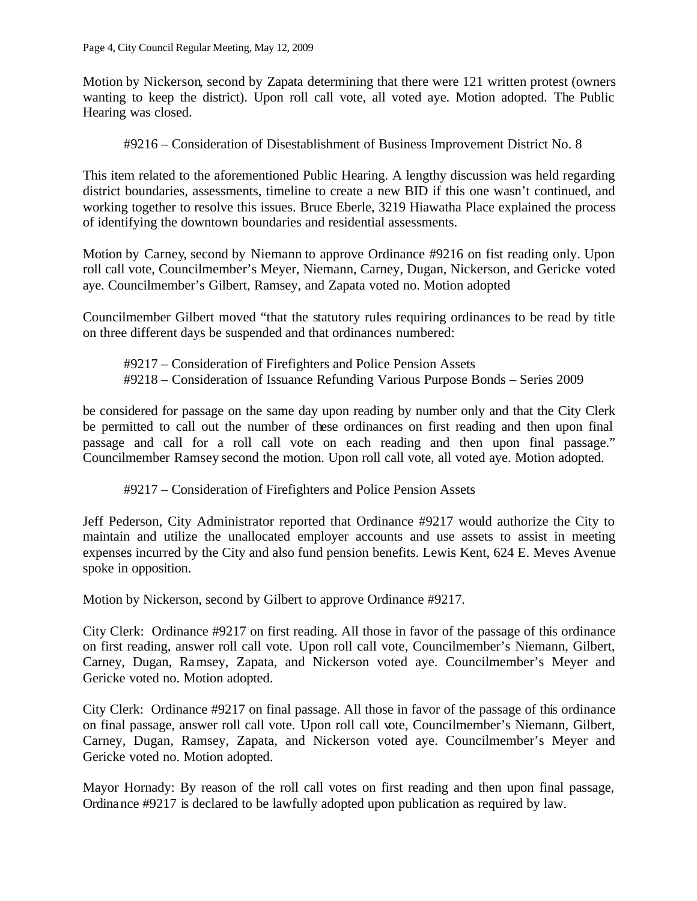Motion by Nickerson, second by Zapata determining that there were 121 written protest (owners wanting to keep the district). Upon roll call vote, all voted aye. Motion adopted. The Public Hearing was closed.

#9216 – Consideration of Disestablishment of Business Improvement District No. 8

This item related to the aforementioned Public Hearing. A lengthy discussion was held regarding district boundaries, assessments, timeline to create a new BID if this one wasn't continued, and working together to resolve this issues. Bruce Eberle, 3219 Hiawatha Place explained the process of identifying the downtown boundaries and residential assessments.

Motion by Carney, second by Niemann to approve Ordinance #9216 on fist reading only. Upon roll call vote, Councilmember's Meyer, Niemann, Carney, Dugan, Nickerson, and Gericke voted aye. Councilmember's Gilbert, Ramsey, and Zapata voted no. Motion adopted

Councilmember Gilbert moved "that the statutory rules requiring ordinances to be read by title on three different days be suspended and that ordinances numbered:

#9217 – Consideration of Firefighters and Police Pension Assets
#9218 – Consideration of Issuance Refunding Various Purpose Bonds – Series 2009

be considered for passage on the same day upon reading by number only and that the City Clerk be permitted to call out the number of these ordinances on first reading and then upon final passage and call for a roll call vote on each reading and then upon final passage." Councilmember Ramsey second the motion. Upon roll call vote, all voted aye. Motion adopted.

#9217 – Consideration of Firefighters and Police Pension Assets

Jeff Pederson, City Administrator reported that Ordinance #9217 would authorize the City to maintain and utilize the unallocated employer accounts and use assets to assist in meeting expenses incurred by the City and also fund pension benefits. Lewis Kent, 624 E. Meves Avenue spoke in opposition.

Motion by Nickerson, second by Gilbert to approve Ordinance #9217.

City Clerk: Ordinance #9217 on first reading. All those in favor of the passage of this ordinance on first reading, answer roll call vote. Upon roll call vote, Councilmember's Niemann, Gilbert, Carney, Dugan, Ramsey, Zapata, and Nickerson voted aye. Councilmember's Meyer and Gericke voted no. Motion adopted.

City Clerk: Ordinance #9217 on final passage. All those in favor of the passage of this ordinance on final passage, answer roll call vote. Upon roll call vote, Councilmember's Niemann, Gilbert, Carney, Dugan, Ramsey, Zapata, and Nickerson voted aye. Councilmember's Meyer and Gericke voted no. Motion adopted.

Mayor Hornady: By reason of the roll call votes on first reading and then upon final passage, Ordinance #9217 is declared to be lawfully adopted upon publication as required by law.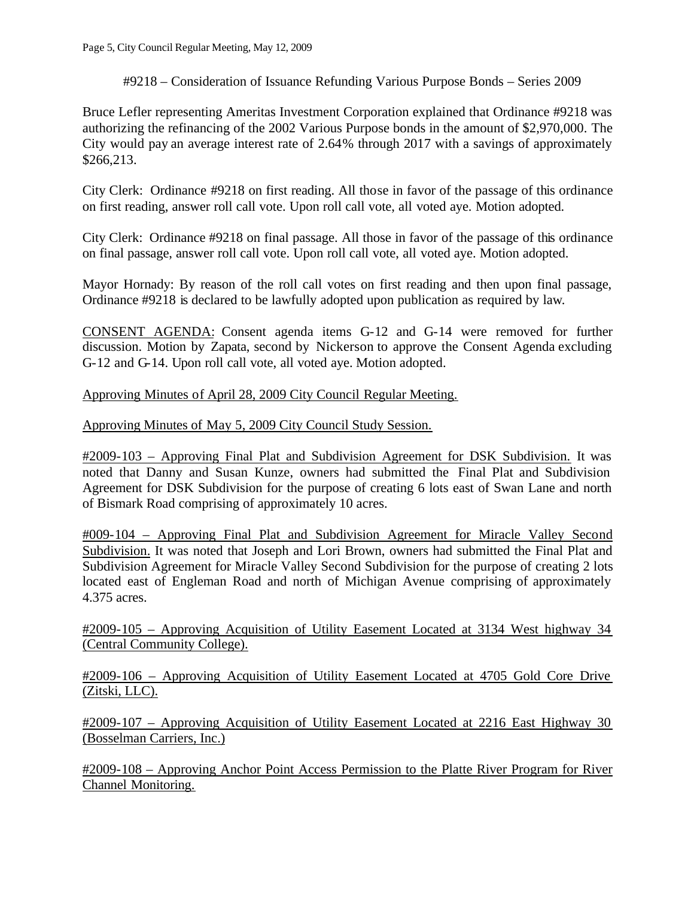#9218 – Consideration of Issuance Refunding Various Purpose Bonds – Series 2009

Bruce Lefler representing Ameritas Investment Corporation explained that Ordinance #9218 was authorizing the refinancing of the 2002 Various Purpose bonds in the amount of $2,970,000. The City would pay an average interest rate of 2.64% through 2017 with a savings of approximately $266,213.

City Clerk: Ordinance #9218 on first reading. All those in favor of the passage of this ordinance on first reading, answer roll call vote. Upon roll call vote, all voted aye. Motion adopted.

City Clerk: Ordinance #9218 on final passage. All those in favor of the passage of this ordinance on final passage, answer roll call vote. Upon roll call vote, all voted aye. Motion adopted.

Mayor Hornady: By reason of the roll call votes on first reading and then upon final passage, Ordinance #9218 is declared to be lawfully adopted upon publication as required by law.

CONSENT AGENDA: Consent agenda items G-12 and G-14 were removed for further discussion. Motion by Zapata, second by Nickerson to approve the Consent Agenda excluding G-12 and G-14. Upon roll call vote, all voted aye. Motion adopted.

Approving Minutes of April 28, 2009 City Council Regular Meeting.

Approving Minutes of May 5, 2009 City Council Study Session.

#2009-103 – Approving Final Plat and Subdivision Agreement for DSK Subdivision. It was noted that Danny and Susan Kunze, owners had submitted the Final Plat and Subdivision Agreement for DSK Subdivision for the purpose of creating 6 lots east of Swan Lane and north of Bismark Road comprising of approximately 10 acres.

#009-104 – Approving Final Plat and Subdivision Agreement for Miracle Valley Second Subdivision. It was noted that Joseph and Lori Brown, owners had submitted the Final Plat and Subdivision Agreement for Miracle Valley Second Subdivision for the purpose of creating 2 lots located east of Engleman Road and north of Michigan Avenue comprising of approximately 4.375 acres.

#2009-105 – Approving Acquisition of Utility Easement Located at 3134 West highway 34 (Central Community College).

#2009-106 – Approving Acquisition of Utility Easement Located at 4705 Gold Core Drive (Zitski, LLC).

#2009-107 – Approving Acquisition of Utility Easement Located at 2216 East Highway 30 (Bosselman Carriers, Inc.)

#2009-108 – Approving Anchor Point Access Permission to the Platte River Program for River Channel Monitoring.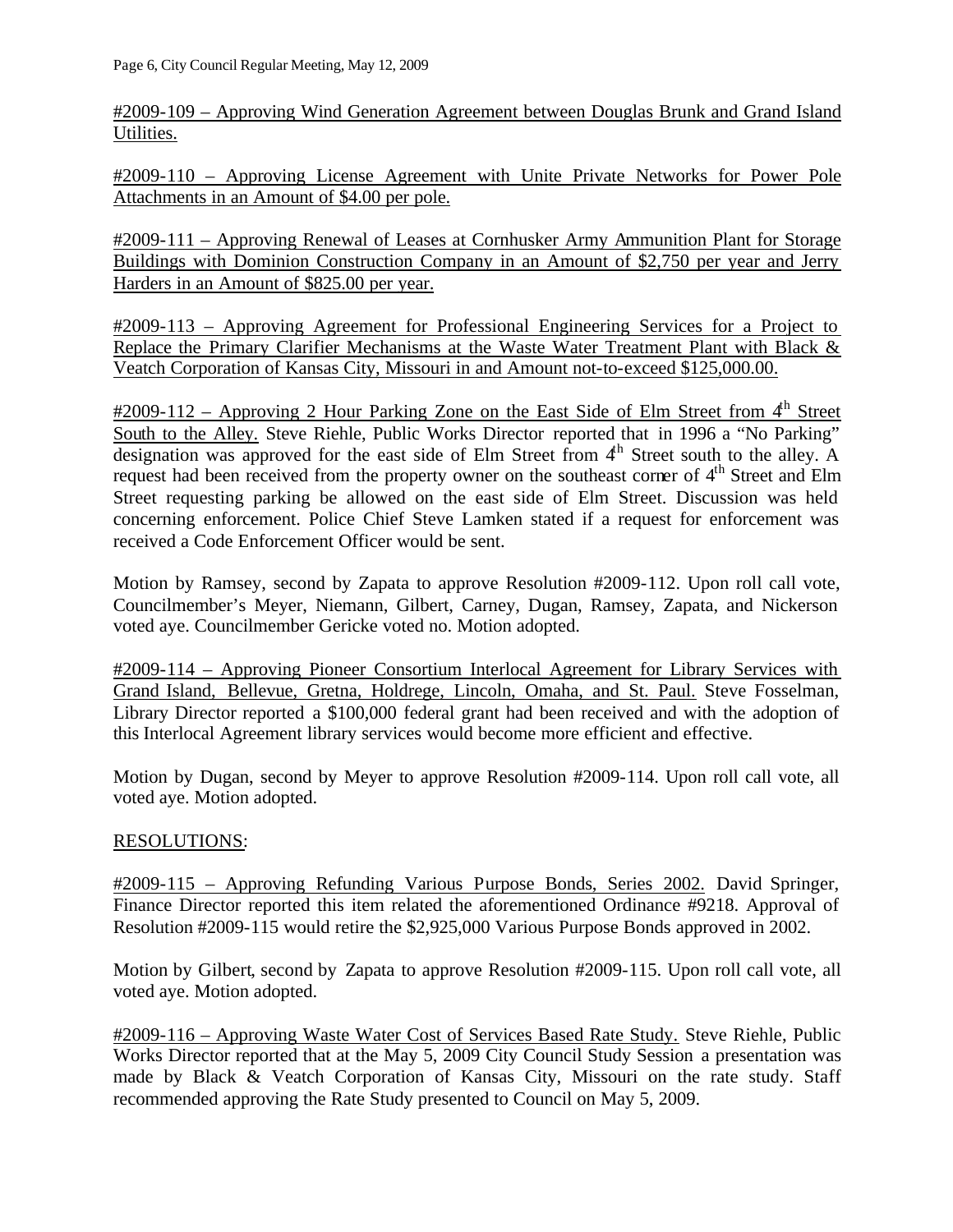#2009-109 – Approving Wind Generation Agreement between Douglas Brunk and Grand Island Utilities.

#2009-110 – Approving License Agreement with Unite Private Networks for Power Pole Attachments in an Amount of $4.00 per pole.

#2009-111 – Approving Renewal of Leases at Cornhusker Army Ammunition Plant for Storage Buildings with Dominion Construction Company in an Amount of $2,750 per year and Jerry Harders in an Amount of $825.00 per year.

#2009-113 – Approving Agreement for Professional Engineering Services for a Project to Replace the Primary Clarifier Mechanisms at the Waste Water Treatment Plant with Black & Veatch Corporation of Kansas City, Missouri in and Amount not-to-exceed $125,000.00.

#2009-112 – Approving 2 Hour Parking Zone on the East Side of Elm Street from 4th Street South to the Alley. Steve Riehle, Public Works Director reported that in 1996 a "No Parking" designation was approved for the east side of Elm Street from 4th Street south to the alley. A request had been received from the property owner on the southeast corner of 4th Street and Elm Street requesting parking be allowed on the east side of Elm Street. Discussion was held concerning enforcement. Police Chief Steve Lamken stated if a request for enforcement was received a Code Enforcement Officer would be sent.

Motion by Ramsey, second by Zapata to approve Resolution #2009-112. Upon roll call vote, Councilmember's Meyer, Niemann, Gilbert, Carney, Dugan, Ramsey, Zapata, and Nickerson voted aye. Councilmember Gericke voted no. Motion adopted.

#2009-114 – Approving Pioneer Consortium Interlocal Agreement for Library Services with Grand Island, Bellevue, Gretna, Holdrege, Lincoln, Omaha, and St. Paul. Steve Fosselman, Library Director reported a $100,000 federal grant had been received and with the adoption of this Interlocal Agreement library services would become more efficient and effective.

Motion by Dugan, second by Meyer to approve Resolution #2009-114. Upon roll call vote, all voted aye. Motion adopted.

RESOLUTIONS:

#2009-115 – Approving Refunding Various Purpose Bonds, Series 2002. David Springer, Finance Director reported this item related the aforementioned Ordinance #9218. Approval of Resolution #2009-115 would retire the $2,925,000 Various Purpose Bonds approved in 2002.

Motion by Gilbert, second by Zapata to approve Resolution #2009-115. Upon roll call vote, all voted aye. Motion adopted.

#2009-116 – Approving Waste Water Cost of Services Based Rate Study. Steve Riehle, Public Works Director reported that at the May 5, 2009 City Council Study Session a presentation was made by Black & Veatch Corporation of Kansas City, Missouri on the rate study. Staff recommended approving the Rate Study presented to Council on May 5, 2009.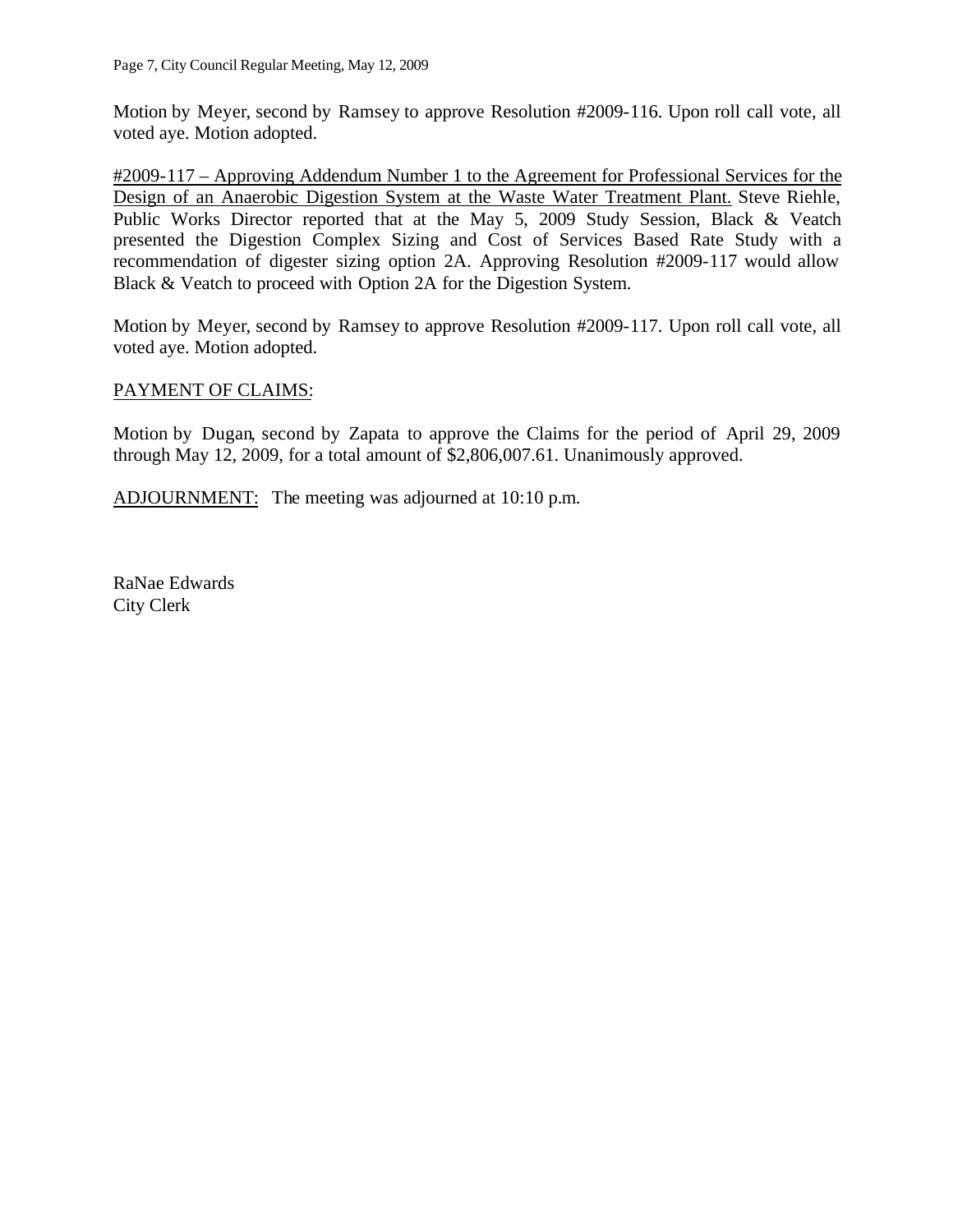Motion by Meyer, second by Ramsey to approve Resolution #2009-116. Upon roll call vote, all voted aye. Motion adopted.

#2009-117 – Approving Addendum Number 1 to the Agreement for Professional Services for the Design of an Anaerobic Digestion System at the Waste Water Treatment Plant. Steve Riehle, Public Works Director reported that at the May 5, 2009 Study Session, Black & Veatch presented the Digestion Complex Sizing and Cost of Services Based Rate Study with a recommendation of digester sizing option 2A. Approving Resolution #2009-117 would allow Black & Veatch to proceed with Option 2A for the Digestion System.

Motion by Meyer, second by Ramsey to approve Resolution #2009-117. Upon roll call vote, all voted aye. Motion adopted.

PAYMENT OF CLAIMS:

Motion by Dugan, second by Zapata to approve the Claims for the period of April 29, 2009 through May 12, 2009, for a total amount of $2,806,007.61. Unanimously approved.

ADJOURNMENT: The meeting was adjourned at 10:10 p.m.

RaNae Edwards
City Clerk